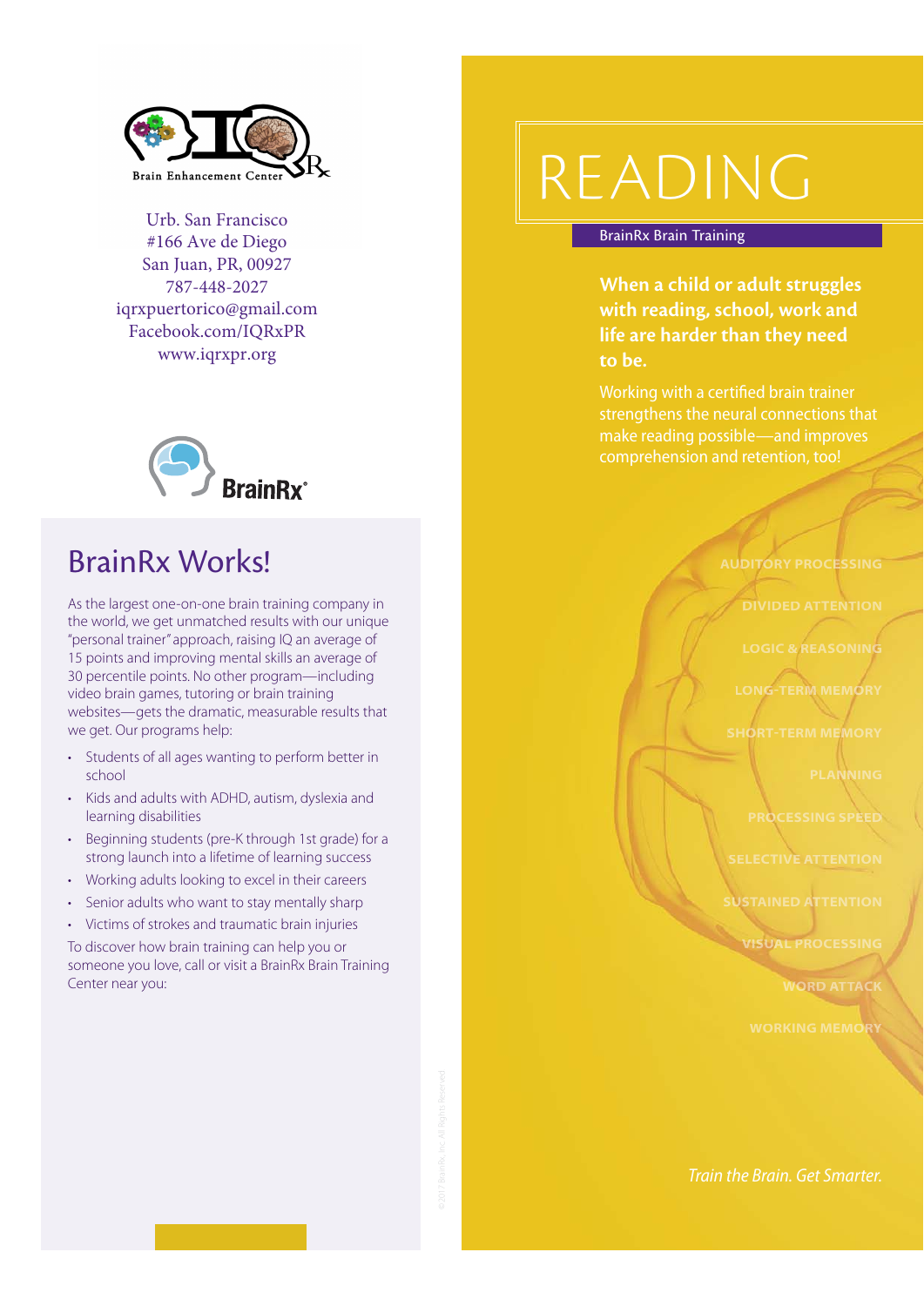Brain Enhancement Center

Urb. San Francisco
#166 Ave de Diego
San Juan, PR, 00927
787-448-2027
iqrxpuertorico@gmail.com
Facebook.com/IQRxPR
www.iqrxpr.org

BrainRx

## BrainRx Works!

As the largest one-on-one brain training company in the world, we get unmatched results with our unique "personal trainer" approach, raising IQ an average of 15 points and improving mental skills an average of 30 percentile points. No other program—including video brain games, tutoring or brain training websites—gets the dramatic, measurable results that we get. Our programs help:

- Students of all ages wanting to perform better in school
- Kids and adults with ADHD, autism, dyslexia and learning disabilities
- Beginning students (pre-K through 1st grade) for a strong launch into a lifetime of learning success
- Working adults looking to excel in their careers
- Senior adults who want to stay mentally sharp
- Victims of strokes and traumatic brain injuries

To discover how brain training can help you or someone you love, call or visit a BrainRx Brain Training Center near you:

# READING

BrainRx Brain Training

**When a child or adult struggles with reading, school, work and life are harder than they need to be.**

Working with a certified brain trainer strengthens the neural connections that make reading possible—and improves comprehension and retention, too!

AUDITORY PROCESSING
DIVIDED ATTENTION
LOGIC & REASONING
LONG-TERM MEMORY
SHORT-TERM MEMORY
PLANNING
PROCESSING SPEED
SELECTIVE ATTENTION
SUSTAINED ATTENTION
VISUAL PROCESSING
WORD ATTACK
WORKING MEMORY

*Train the Brain. Get Smarter.*

©2017 BrainRx, Inc. All Rights Reserved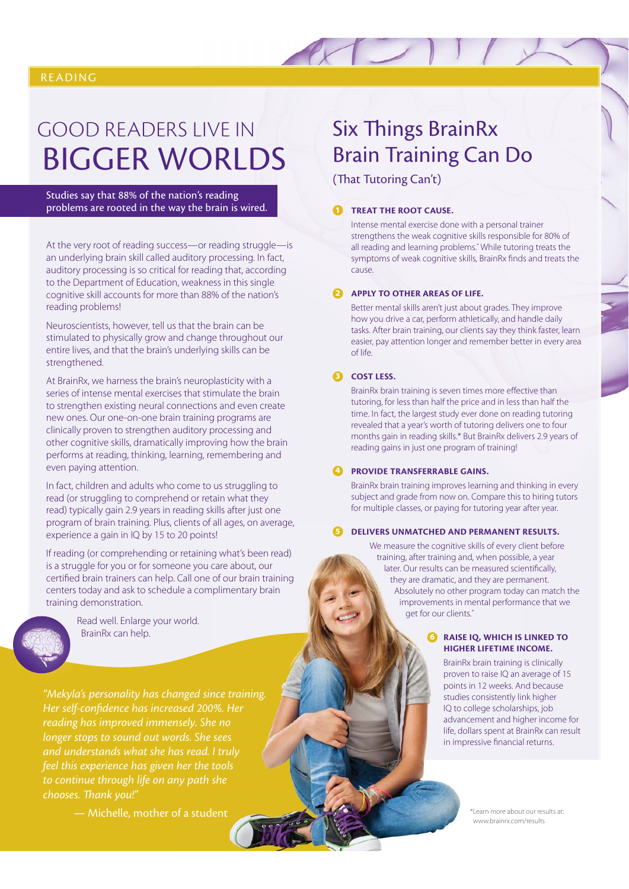READING

# GOOD READERS LIVE IN BIGGER WORLDS

**Studies say that 88% of the nation's reading problems are rooted in the way the brain is wired.**

At the very root of reading success—or reading struggle—is an underlying brain skill called auditory processing. In fact, auditory processing is so critical for reading that, according to the Department of Education, weakness in this single cognitive skill accounts for more than 88% of the nation's reading problems!

Neuroscientists, however, tell us that the brain can be stimulated to physically grow and change throughout our entire lives, and that the brain's underlying skills can be strengthened.

At BrainRx, we harness the brain's neuroplasticity with a series of intense mental exercises that stimulate the brain to strengthen existing neural connections and even create new ones. Our one-on-one brain training programs are clinically proven to strengthen auditory processing and other cognitive skills, dramatically improving how the brain performs at reading, thinking, learning, remembering and even paying attention.

In fact, children and adults who come to us struggling to read (or struggling to comprehend or retain what they read) typically gain 2.9 years in reading skills after just one program of brain training. Plus, clients of all ages, on average, experience a gain in IQ by 15 to 20 points!

If reading (or comprehending or retaining what's been read) is a struggle for you or for someone you care about, our certified brain trainers can help. Call one of our brain training centers today and ask to schedule a complimentary brain training demonstration.

Read well. Enlarge your world.
BrainRx can help.

*"Mekyla's personality has changed since training. Her self-confidence has increased 200%. Her reading has improved immensely. She no longer stops to sound out words. She sees and understands what she has read. I truly feel this experience has given her the tools to continue through life on any path she chooses. Thank you!"*

— Michelle, mother of a student

## Six Things BrainRx Brain Training Can Do

(That Tutoring Can't)

1. **TREAT THE ROOT CAUSE.**
   Intense mental exercise done with a personal trainer strengthens the weak cognitive skills responsible for 80% of all reading and learning problems.* While tutoring treats the symptoms of weak cognitive skills, BrainRx finds and treats the cause.

2. **APPLY TO OTHER AREAS OF LIFE.**
   Better mental skills aren't just about grades. They improve how you drive a car, perform athletically, and handle daily tasks. After brain training, our clients say they think faster, learn easier, pay attention longer and remember better in every area of life.

3. **COST LESS.**
   BrainRx brain training is seven times more effective than tutoring, for less than half the price and in less than half the time. In fact, the largest study ever done on reading tutoring revealed that a year's worth of tutoring delivers one to four months gain in reading skills.* But BrainRx delivers 2.9 years of reading gains in just one program of training!

4. **PROVIDE TRANSFERRABLE GAINS.**
   BrainRx brain training improves learning and thinking in every subject and grade from now on. Compare this to hiring tutors for multiple classes, or paying for tutoring year after year.

5. **DELIVERS UNMATCHED AND PERMANENT RESULTS.**
   We measure the cognitive skills of every client before training, after training and, when possible, a year later. Our results can be measured scientifically, they are dramatic, and they are permanent. Absolutely no other program today can match the improvements in mental performance that we get for our clients.*

6. **RAISE IQ, WHICH IS LINKED TO HIGHER LIFETIME INCOME.**
   BrainRx brain training is clinically proven to raise IQ an average of 15 points in 12 weeks. And because studies consistently link higher IQ to college scholarships, job advancement and higher income for life, dollars spent at BrainRx can result in impressive financial returns.

*Learn more about our results at: www.brainrx.com/results